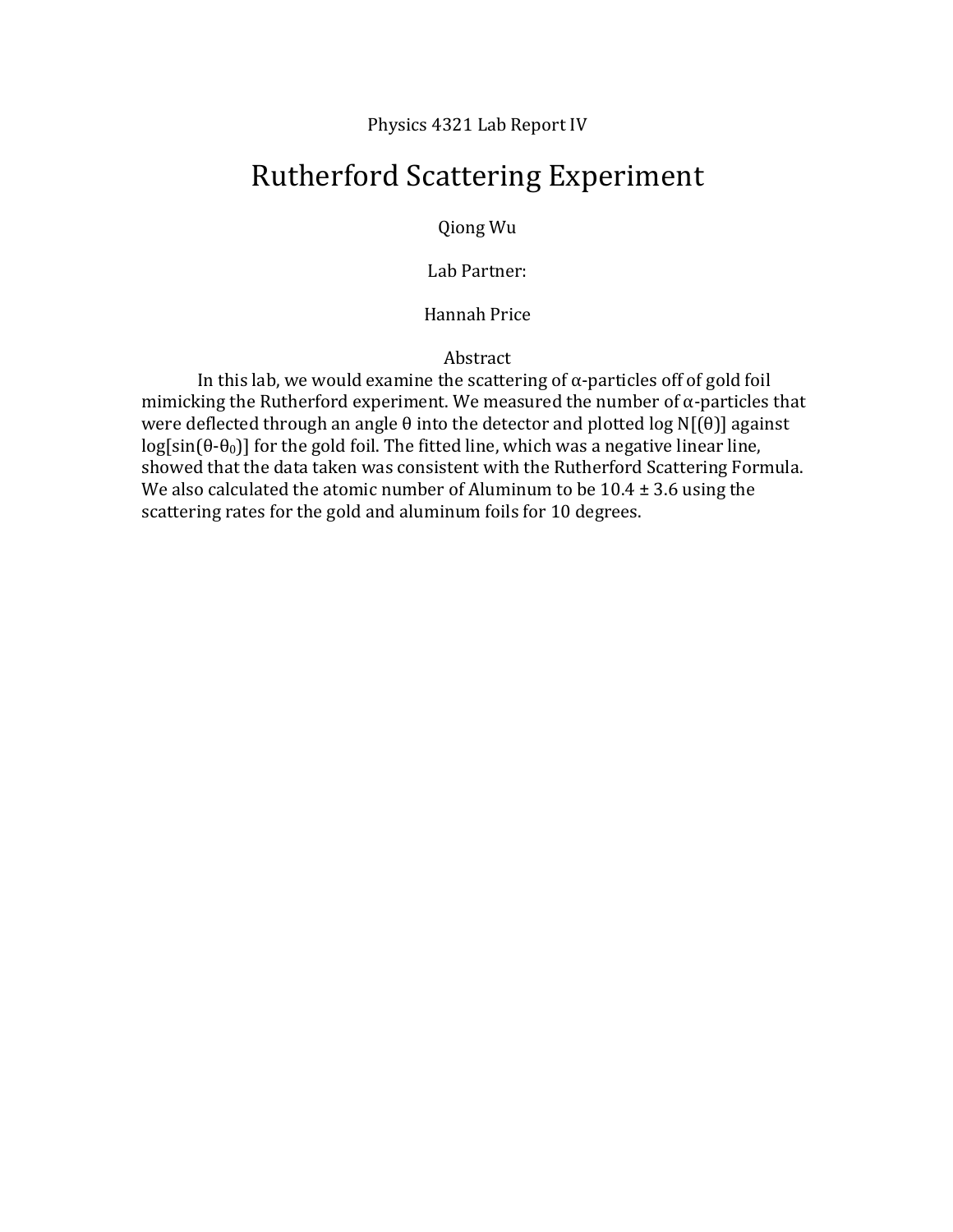Physics 4321 Lab Report IV

# Rutherford Scattering Experiment

Qiong Wu

Lab Partner:

Hannah Price

## Abstract

In this lab, we would examine the scattering of α-particles off of gold foil mimicking the Rutherford experiment. We measured the number of α-particles that were deflected through an angle θ into the detector and plotted log N[(θ)] against log[sin(θ-$\theta_0$)] for the gold foil. The fitted line, which was a negative linear line, showed that the data taken was consistent with the Rutherford Scattering Formula. We also calculated the atomic number of Aluminum to be 10.4 ± 3.6 using the scattering rates for the gold and aluminum foils for 10 degrees.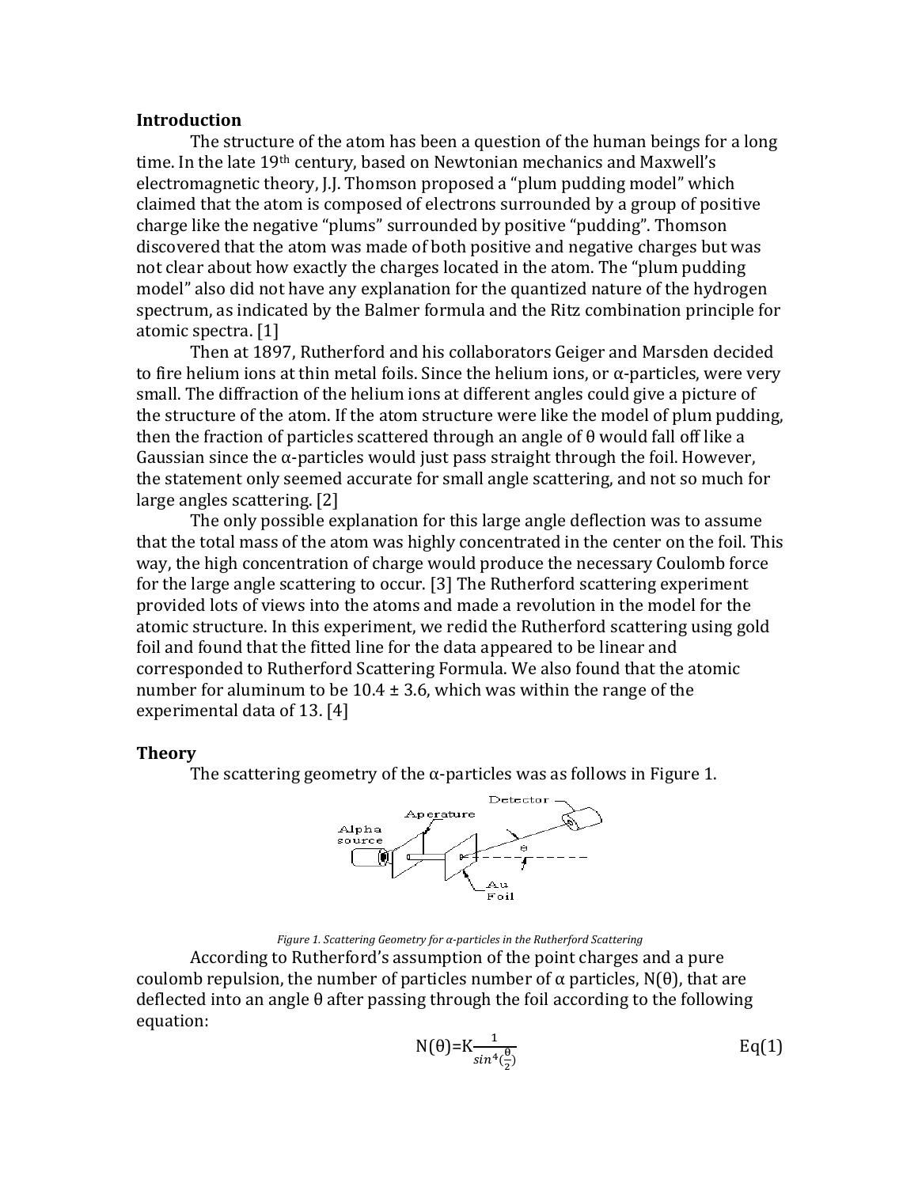## Introduction

The structure of the atom has been a question of the human beings for a long time. In the late 19th century, based on Newtonian mechanics and Maxwell's electromagnetic theory, J.J. Thomson proposed a "plum pudding model" which claimed that the atom is composed of electrons surrounded by a group of positive charge like the negative "plums" surrounded by positive "pudding". Thomson discovered that the atom was made of both positive and negative charges but was not clear about how exactly the charges located in the atom. The "plum pudding model" also did not have any explanation for the quantized nature of the hydrogen spectrum, as indicated by the Balmer formula and the Ritz combination principle for atomic spectra. [1]

Then at 1897, Rutherford and his collaborators Geiger and Marsden decided to fire helium ions at thin metal foils. Since the helium ions, or α-particles, were very small. The diffraction of the helium ions at different angles could give a picture of the structure of the atom. If the atom structure were like the model of plum pudding, then the fraction of particles scattered through an angle of θ would fall off like a Gaussian since the α-particles would just pass straight through the foil. However, the statement only seemed accurate for small angle scattering, and not so much for large angles scattering. [2]

The only possible explanation for this large angle deflection was to assume that the total mass of the atom was highly concentrated in the center on the foil. This way, the high concentration of charge would produce the necessary Coulomb force for the large angle scattering to occur. [3] The Rutherford scattering experiment provided lots of views into the atoms and made a revolution in the model for the atomic structure. In this experiment, we redid the Rutherford scattering using gold foil and found that the fitted line for the data appeared to be linear and corresponded to Rutherford Scattering Formula. We also found that the atomic number for aluminum to be 10.4 ± 3.6, which was within the range of the experimental data of 13. [4]

## Theory

The scattering geometry of the α-particles was as follows in Figure 1.

*Figure 1. Scattering Geometry for α-particles in the Rutherford Scattering*

According to Rutherford's assumption of the point charges and a pure coulomb repulsion, the number of particles number of α particles, N(θ), that are deflected into an angle θ after passing through the foil according to the following equation:

$$N(\theta)=K\frac{1}{\sin^4(\frac{\theta}{2})} \qquad \text{Eq(1)}$$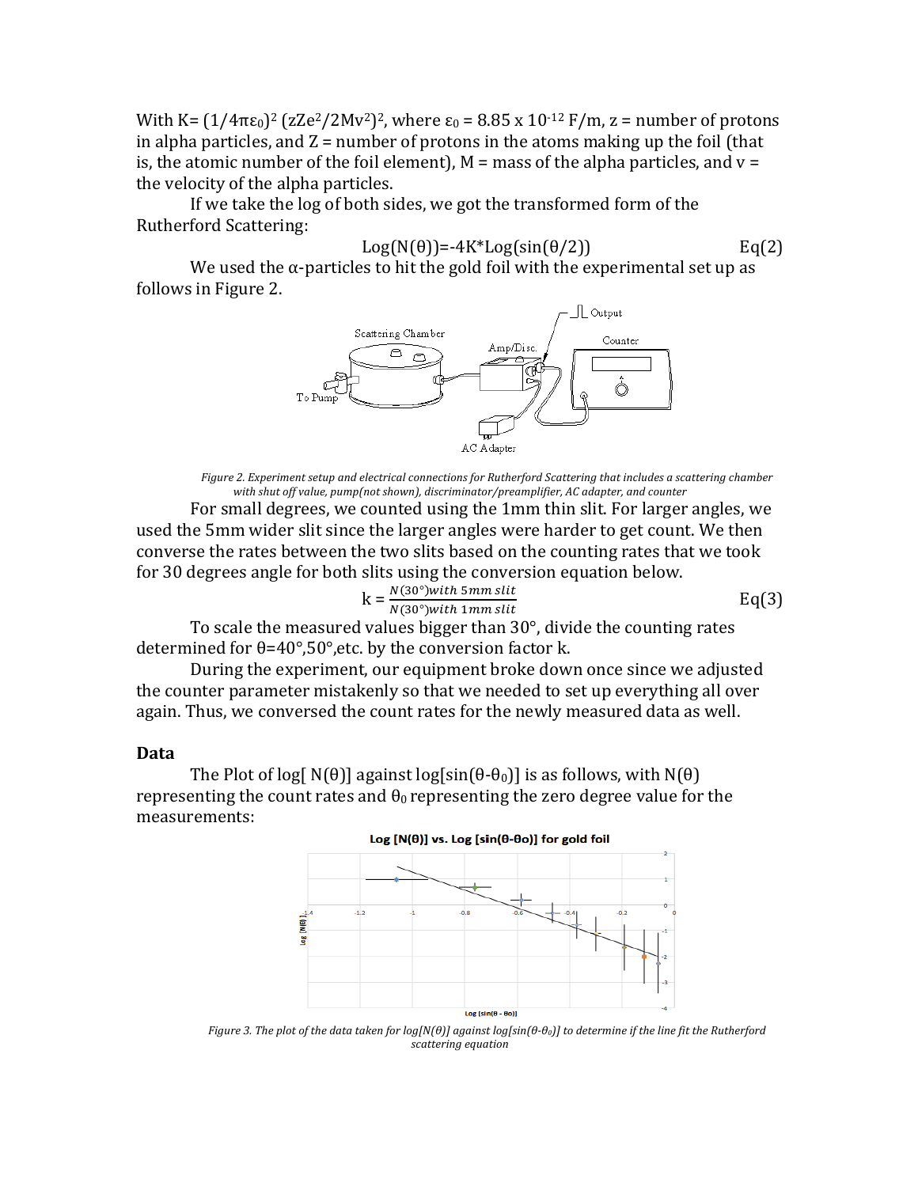With $K = (1/4\pi\varepsilon_0)^2 (zZe^2/2Mv^2)^2$, where $\varepsilon_0 = 8.85 \times 10^{-12}$ F/m, z = number of protons in alpha particles, and Z = number of protons in the atoms making up the foil (that is, the atomic number of the foil element), M = mass of the alpha particles, and v = the velocity of the alpha particles.

If we take the log of both sides, we got the transformed form of the Rutherford Scattering:

$$\text{Log}(N(\theta)) = -4K^*\text{Log}(\sin(\theta/2)) \qquad \text{Eq(2)}$$

We used the α-particles to hit the gold foil with the experimental set up as follows in Figure 2.

*Figure 2. Experiment setup and electrical connections for Rutherford Scattering that includes a scattering chamber with shut off value, pump(not shown), discriminator/preamplifier, AC adapter, and counter*

For small degrees, we counted using the 1mm thin slit. For larger angles, we used the 5mm wider slit since the larger angles were harder to get count. We then converse the rates between the two slits based on the counting rates that we took for 30 degrees angle for both slits using the conversion equation below.

$$k = \frac{N(30°) \text{with 5mm slit}}{N(30°) \text{with 1mm slit}} \qquad \text{Eq(3)}$$

To scale the measured values bigger than 30°, divide the counting rates determined for θ=40°,50°,etc. by the conversion factor k.

During the experiment, our equipment broke down once since we adjusted the counter parameter mistakenly so that we needed to set up everything all over again. Thus, we conversed the count rates for the newly measured data as well.

### Data

The Plot of log[ N(θ)] against log[sin(θ-θ₀)] is as follows, with N(θ) representing the count rates and $\theta_0$ representing the zero degree value for the measurements:

*Figure 3. The plot of the data taken for log[N(θ)] against log[sin(θ-θ₀)] to determine if the line fit the Rutherford scattering equation*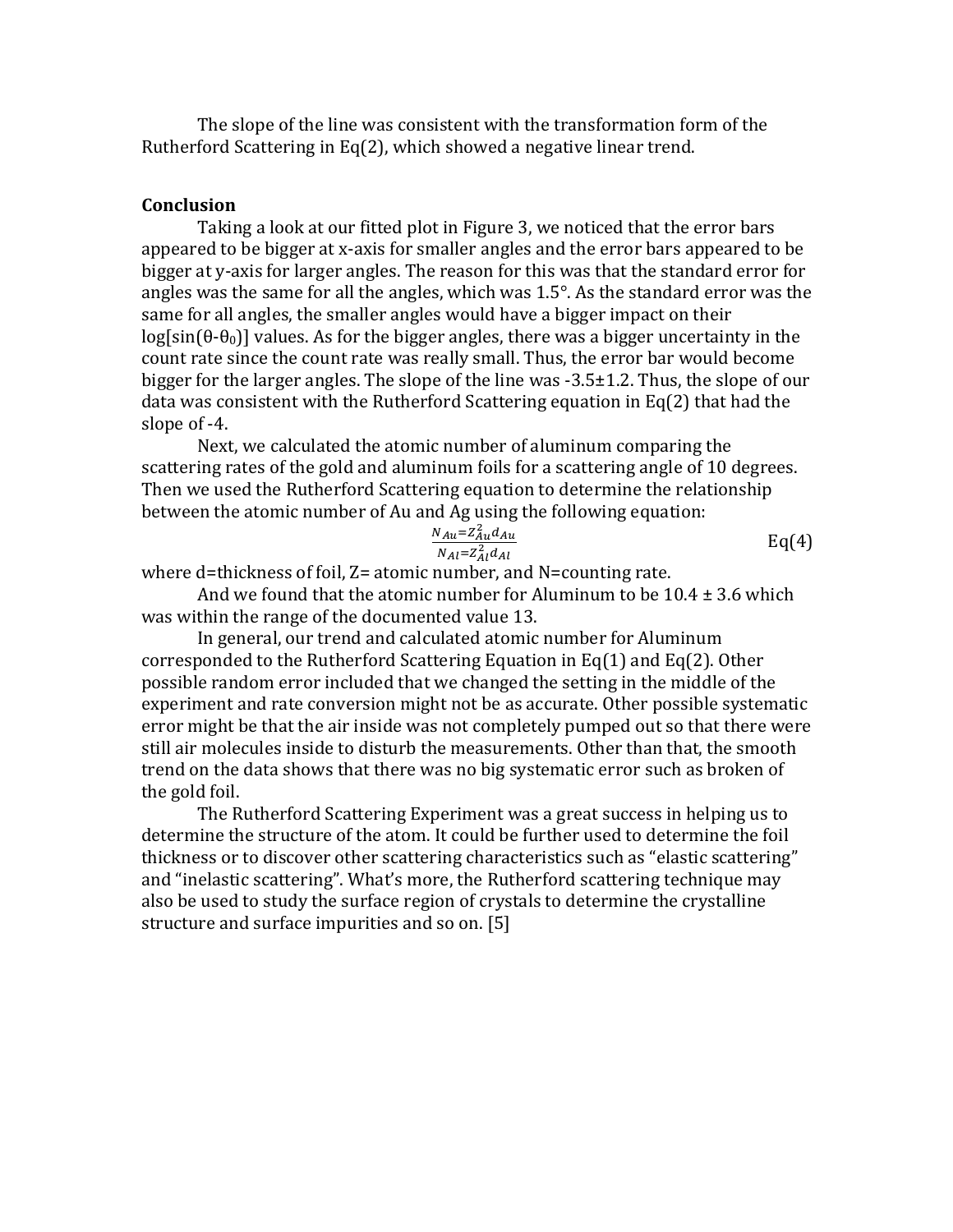The slope of the line was consistent with the transformation form of the Rutherford Scattering in Eq(2), which showed a negative linear trend.

**Conclusion**

Taking a look at our fitted plot in Figure 3, we noticed that the error bars appeared to be bigger at x-axis for smaller angles and the error bars appeared to be bigger at y-axis for larger angles. The reason for this was that the standard error for angles was the same for all the angles, which was 1.5°. As the standard error was the same for all angles, the smaller angles would have a bigger impact on their log[sin($\theta$-$\theta_0$)] values. As for the bigger angles, there was a bigger uncertainty in the count rate since the count rate was really small. Thus, the error bar would become bigger for the larger angles. The slope of the line was -3.5±1.2. Thus, the slope of our data was consistent with the Rutherford Scattering equation in Eq(2) that had the slope of -4.

Next, we calculated the atomic number of aluminum comparing the scattering rates of the gold and aluminum foils for a scattering angle of 10 degrees. Then we used the Rutherford Scattering equation to determine the relationship between the atomic number of Au and Ag using the following equation:

$$\frac{N_{Au}=Z_{Au}^{2}d_{Au}}{N_{Al}=Z_{Al}^{2}d_{Al}} \qquad \text{Eq(4)}$$

where d=thickness of foil, Z= atomic number, and N=counting rate.

And we found that the atomic number for Aluminum to be 10.4 ± 3.6 which was within the range of the documented value 13.

In general, our trend and calculated atomic number for Aluminum corresponded to the Rutherford Scattering Equation in Eq(1) and Eq(2). Other possible random error included that we changed the setting in the middle of the experiment and rate conversion might not be as accurate. Other possible systematic error might be that the air inside was not completely pumped out so that there were still air molecules inside to disturb the measurements. Other than that, the smooth trend on the data shows that there was no big systematic error such as broken of the gold foil.

The Rutherford Scattering Experiment was a great success in helping us to determine the structure of the atom. It could be further used to determine the foil thickness or to discover other scattering characteristics such as "elastic scattering" and "inelastic scattering". What's more, the Rutherford scattering technique may also be used to study the surface region of crystals to determine the crystalline structure and surface impurities and so on. [5]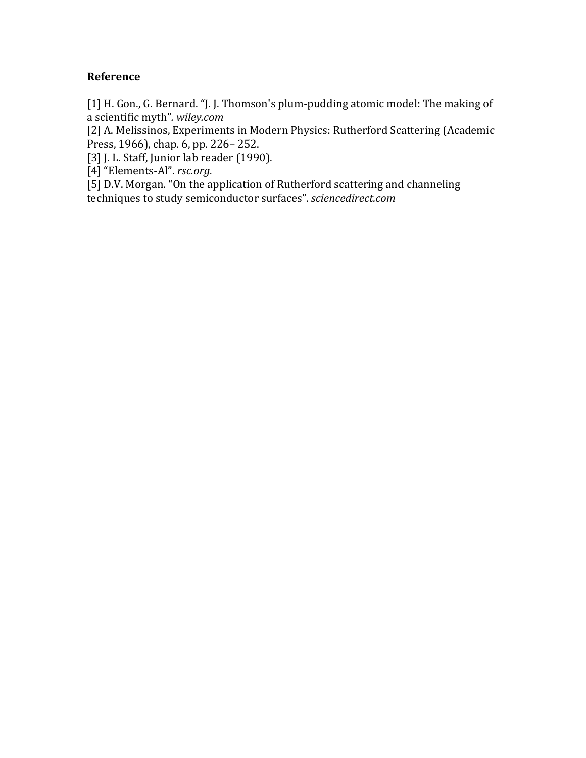## Reference

[1] H. Gon., G. Bernard. "J. J. Thomson's plum-pudding atomic model: The making of a scientific myth". *wiley.com*
[2] A. Melissinos, Experiments in Modern Physics: Rutherford Scattering (Academic Press, 1966), chap. 6, pp. 226– 252.
[3] J. L. Staff, Junior lab reader (1990).
[4] "Elements-Al". *rsc.org.*
[5] D.V. Morgan. "On the application of Rutherford scattering and channeling techniques to study semiconductor surfaces". *sciencedirect.com*